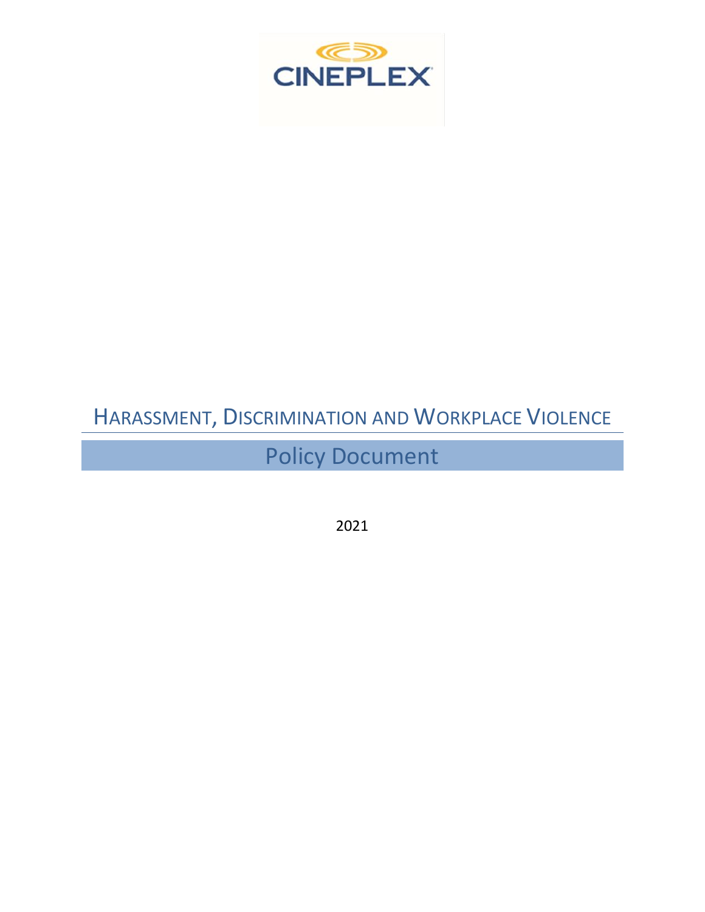CINEPLEX

# HARASSMENT, DISCRIMINATION AND WORKPLACE VIOLENCE

## Policy Document

2021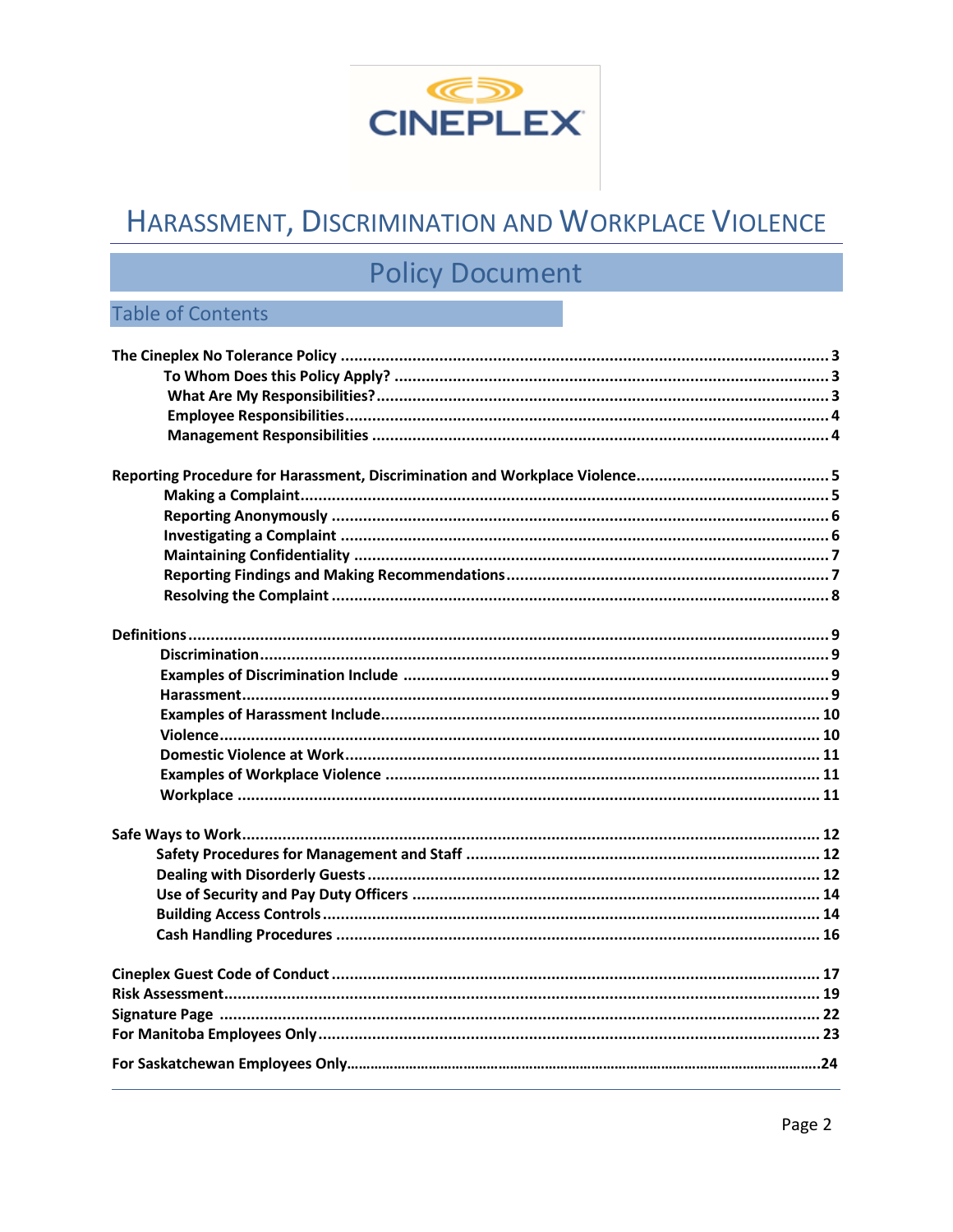# Harassment, Discrimination and Workplace Violence

## Policy Document

### Table of Contents

**The Cineplex No Tolerance Policy** ........ 3
- **To Whom Does this Policy Apply?** ........ 3
- **What Are My Responsibilities?** ........ 3
- **Employee Responsibilities** ........ 4
- **Management Responsibilities** ........ 4

**Reporting Procedure for Harassment, Discrimination and Workplace Violence** ........ 5
- **Making a Complaint** ........ 5
- **Reporting Anonymously** ........ 6
- **Investigating a Complaint** ........ 6
- **Maintaining Confidentiality** ........ 7
- **Reporting Findings and Making Recommendations** ........ 7
- **Resolving the Complaint** ........ 8

**Definitions** ........ 9
- **Discrimination** ........ 9
- **Examples of Discrimination Include** ........ 9
- **Harassment** ........ 9
- **Examples of Harassment Include** ........ 10
- **Violence** ........ 10
- **Domestic Violence at Work** ........ 11
- **Examples of Workplace Violence** ........ 11
- **Workplace** ........ 11

**Safe Ways to Work** ........ 12
- **Safety Procedures for Management and Staff** ........ 12
- **Dealing with Disorderly Guests** ........ 12
- **Use of Security and Pay Duty Officers** ........ 14
- **Building Access Controls** ........ 14
- **Cash Handling Procedures** ........ 16

**Cineplex Guest Code of Conduct** ........ 17
**Risk Assessment** ........ 19
**Signature Page** ........ 22
**For Manitoba Employees Only** ........ 23

**For Saskatchewan Employees Only** ........ 24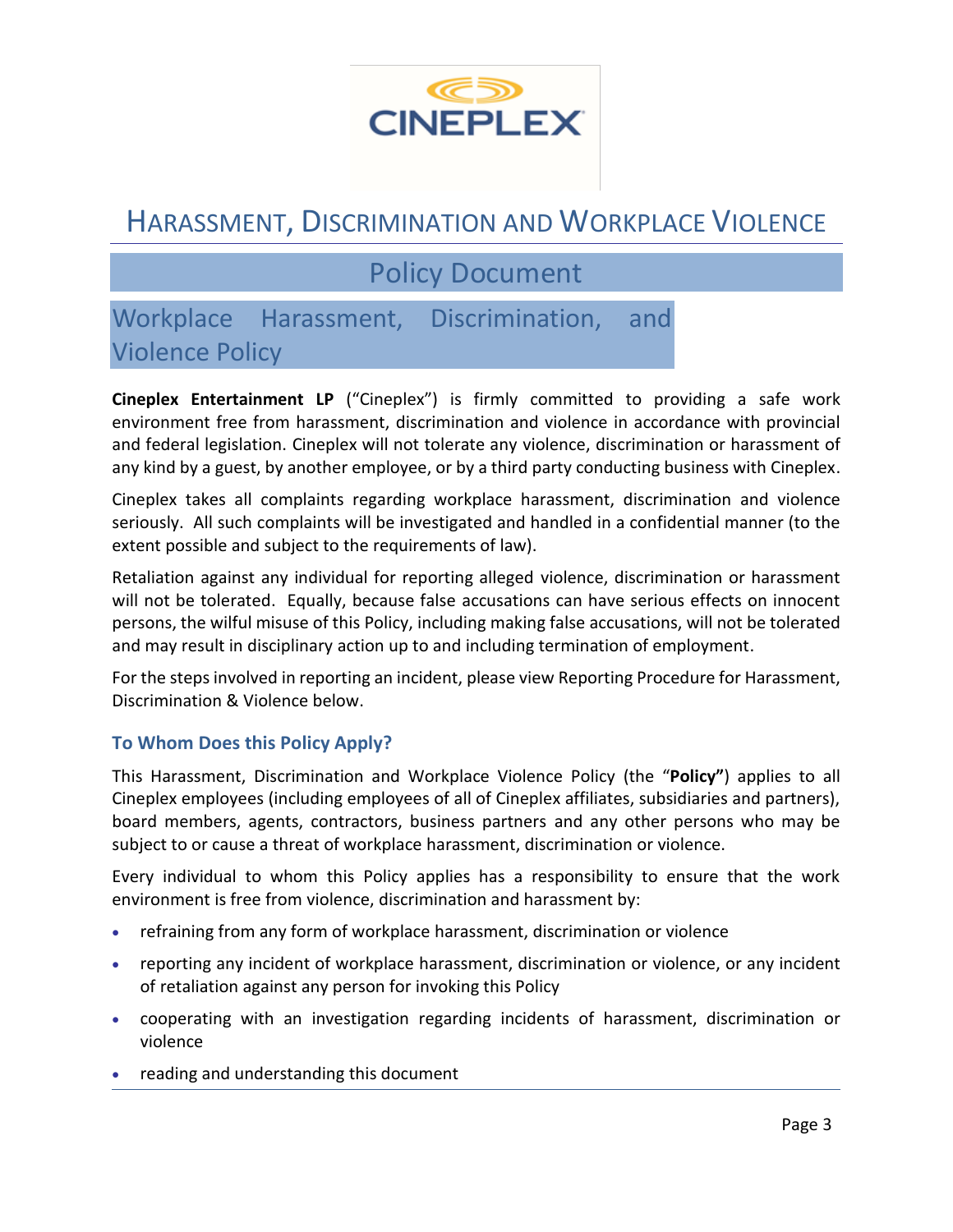# Harassment, Discrimination and Workplace Violence

## Policy Document

## Workplace Harassment, Discrimination, and Violence Policy

**Cineplex Entertainment LP** ("Cineplex") is firmly committed to providing a safe work environment free from harassment, discrimination and violence in accordance with provincial and federal legislation. Cineplex will not tolerate any violence, discrimination or harassment of any kind by a guest, by another employee, or by a third party conducting business with Cineplex.

Cineplex takes all complaints regarding workplace harassment, discrimination and violence seriously. All such complaints will be investigated and handled in a confidential manner (to the extent possible and subject to the requirements of law).

Retaliation against any individual for reporting alleged violence, discrimination or harassment will not be tolerated. Equally, because false accusations can have serious effects on innocent persons, the wilful misuse of this Policy, including making false accusations, will not be tolerated and may result in disciplinary action up to and including termination of employment.

For the steps involved in reporting an incident, please view Reporting Procedure for Harassment, Discrimination & Violence below.

### To Whom Does this Policy Apply?

This Harassment, Discrimination and Workplace Violence Policy (the "**Policy"**) applies to all Cineplex employees (including employees of all of Cineplex affiliates, subsidiaries and partners), board members, agents, contractors, business partners and any other persons who may be subject to or cause a threat of workplace harassment, discrimination or violence.

Every individual to whom this Policy applies has a responsibility to ensure that the work environment is free from violence, discrimination and harassment by:

- refraining from any form of workplace harassment, discrimination or violence
- reporting any incident of workplace harassment, discrimination or violence, or any incident of retaliation against any person for invoking this Policy
- cooperating with an investigation regarding incidents of harassment, discrimination or violence
- reading and understanding this document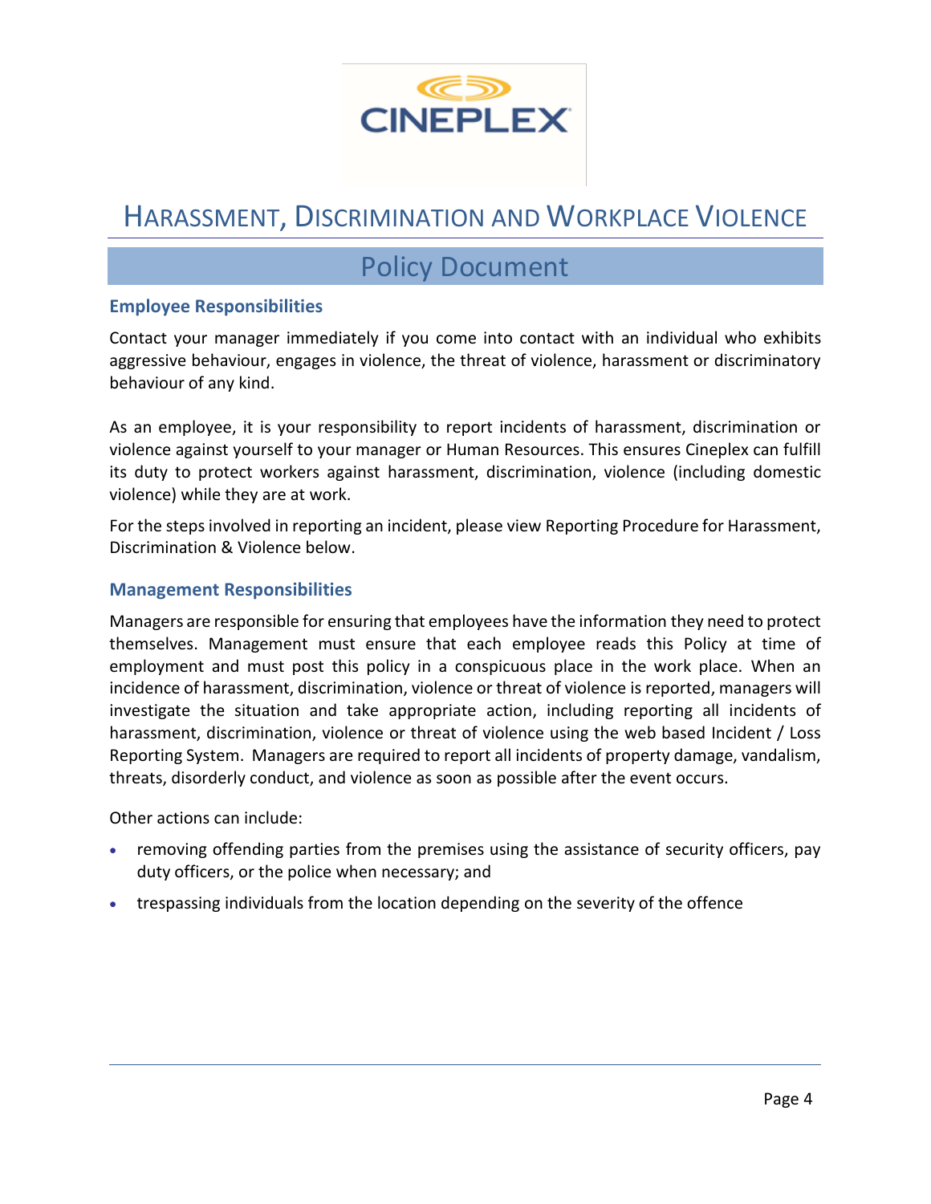# Harassment, Discrimination and Workplace Violence

## Policy Document

### Employee Responsibilities

Contact your manager immediately if you come into contact with an individual who exhibits aggressive behaviour, engages in violence, the threat of violence, harassment or discriminatory behaviour of any kind.

As an employee, it is your responsibility to report incidents of harassment, discrimination or violence against yourself to your manager or Human Resources. This ensures Cineplex can fulfill its duty to protect workers against harassment, discrimination, violence (including domestic violence) while they are at work.

For the steps involved in reporting an incident, please view Reporting Procedure for Harassment, Discrimination & Violence below.

### Management Responsibilities

Managers are responsible for ensuring that employees have the information they need to protect themselves. Management must ensure that each employee reads this Policy at time of employment and must post this policy in a conspicuous place in the work place. When an incidence of harassment, discrimination, violence or threat of violence is reported, managers will investigate the situation and take appropriate action, including reporting all incidents of harassment, discrimination, violence or threat of violence using the web based Incident / Loss Reporting System. Managers are required to report all incidents of property damage, vandalism, threats, disorderly conduct, and violence as soon as possible after the event occurs.

Other actions can include:

- removing offending parties from the premises using the assistance of security officers, pay duty officers, or the police when necessary; and
- trespassing individuals from the location depending on the severity of the offence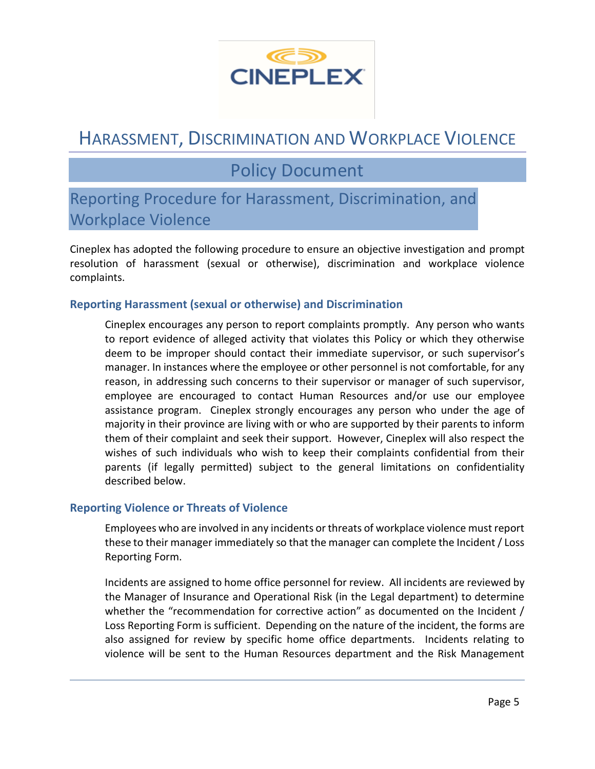# Harassment, Discrimination and Workplace Violence

## Policy Document

## Reporting Procedure for Harassment, Discrimination, and Workplace Violence

Cineplex has adopted the following procedure to ensure an objective investigation and prompt resolution of harassment (sexual or otherwise), discrimination and workplace violence complaints.

### Reporting Harassment (sexual or otherwise) and Discrimination

Cineplex encourages any person to report complaints promptly. Any person who wants to report evidence of alleged activity that violates this Policy or which they otherwise deem to be improper should contact their immediate supervisor, or such supervisor's manager. In instances where the employee or other personnel is not comfortable, for any reason, in addressing such concerns to their supervisor or manager of such supervisor, employee are encouraged to contact Human Resources and/or use our employee assistance program. Cineplex strongly encourages any person who under the age of majority in their province are living with or who are supported by their parents to inform them of their complaint and seek their support. However, Cineplex will also respect the wishes of such individuals who wish to keep their complaints confidential from their parents (if legally permitted) subject to the general limitations on confidentiality described below.

### Reporting Violence or Threats of Violence

Employees who are involved in any incidents or threats of workplace violence must report these to their manager immediately so that the manager can complete the Incident / Loss Reporting Form.

Incidents are assigned to home office personnel for review. All incidents are reviewed by the Manager of Insurance and Operational Risk (in the Legal department) to determine whether the "recommendation for corrective action" as documented on the Incident / Loss Reporting Form is sufficient. Depending on the nature of the incident, the forms are also assigned for review by specific home office departments. Incidents relating to violence will be sent to the Human Resources department and the Risk Management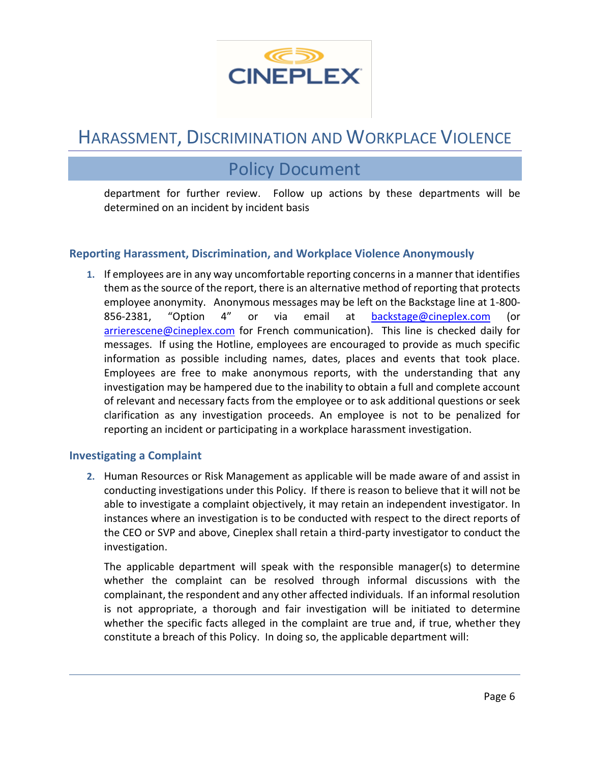department for further review. Follow up actions by these departments will be determined on an incident by incident basis

### Reporting Harassment, Discrimination, and Workplace Violence Anonymously

1. If employees are in any way uncomfortable reporting concerns in a manner that identifies them as the source of the report, there is an alternative method of reporting that protects employee anonymity. Anonymous messages may be left on the Backstage line at 1-800-856-2381, "Option 4" or via email at backstage@cineplex.com (or arrierescene@cineplex.com for French communication). This line is checked daily for messages. If using the Hotline, employees are encouraged to provide as much specific information as possible including names, dates, places and events that took place. Employees are free to make anonymous reports, with the understanding that any investigation may be hampered due to the inability to obtain a full and complete account of relevant and necessary facts from the employee or to ask additional questions or seek clarification as any investigation proceeds. An employee is not to be penalized for reporting an incident or participating in a workplace harassment investigation.

### Investigating a Complaint

2. Human Resources or Risk Management as applicable will be made aware of and assist in conducting investigations under this Policy. If there is reason to believe that it will not be able to investigate a complaint objectively, it may retain an independent investigator. In instances where an investigation is to be conducted with respect to the direct reports of the CEO or SVP and above, Cineplex shall retain a third-party investigator to conduct the investigation.

   The applicable department will speak with the responsible manager(s) to determine whether the complaint can be resolved through informal discussions with the complainant, the respondent and any other affected individuals. If an informal resolution is not appropriate, a thorough and fair investigation will be initiated to determine whether the specific facts alleged in the complaint are true and, if true, whether they constitute a breach of this Policy. In doing so, the applicable department will: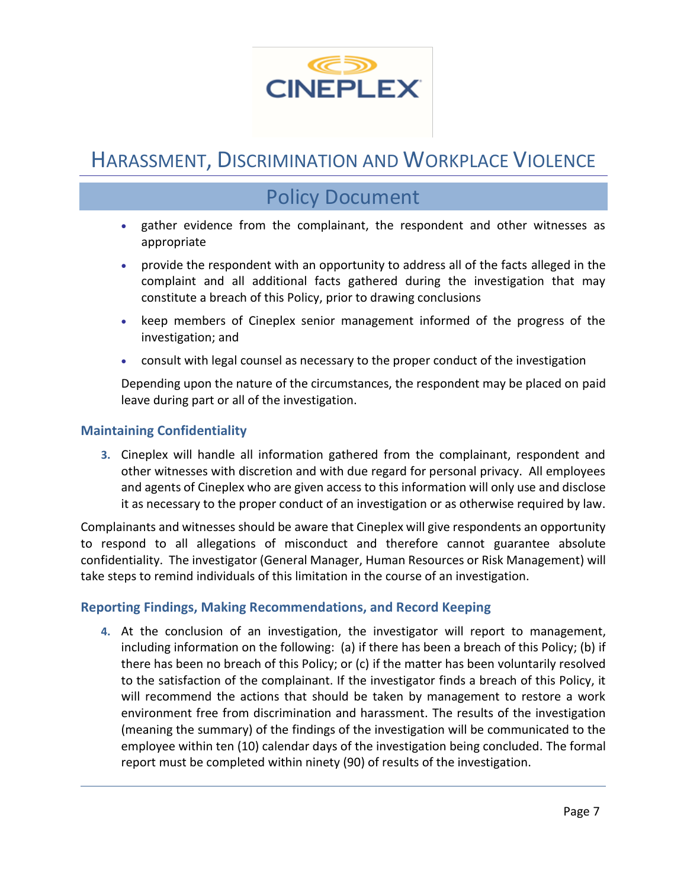- gather evidence from the complainant, the respondent and other witnesses as appropriate
- provide the respondent with an opportunity to address all of the facts alleged in the complaint and all additional facts gathered during the investigation that may constitute a breach of this Policy, prior to drawing conclusions
- keep members of Cineplex senior management informed of the progress of the investigation; and
- consult with legal counsel as necessary to the proper conduct of the investigation

Depending upon the nature of the circumstances, the respondent may be placed on paid leave during part or all of the investigation.

### Maintaining Confidentiality

3. Cineplex will handle all information gathered from the complainant, respondent and other witnesses with discretion and with due regard for personal privacy. All employees and agents of Cineplex who are given access to this information will only use and disclose it as necessary to the proper conduct of an investigation or as otherwise required by law.

Complainants and witnesses should be aware that Cineplex will give respondents an opportunity to respond to all allegations of misconduct and therefore cannot guarantee absolute confidentiality. The investigator (General Manager, Human Resources or Risk Management) will take steps to remind individuals of this limitation in the course of an investigation.

### Reporting Findings, Making Recommendations, and Record Keeping

4. At the conclusion of an investigation, the investigator will report to management, including information on the following: (a) if there has been a breach of this Policy; (b) if there has been no breach of this Policy; or (c) if the matter has been voluntarily resolved to the satisfaction of the complainant. If the investigator finds a breach of this Policy, it will recommend the actions that should be taken by management to restore a work environment free from discrimination and harassment. The results of the investigation (meaning the summary) of the findings of the investigation will be communicated to the employee within ten (10) calendar days of the investigation being concluded. The formal report must be completed within ninety (90) of results of the investigation.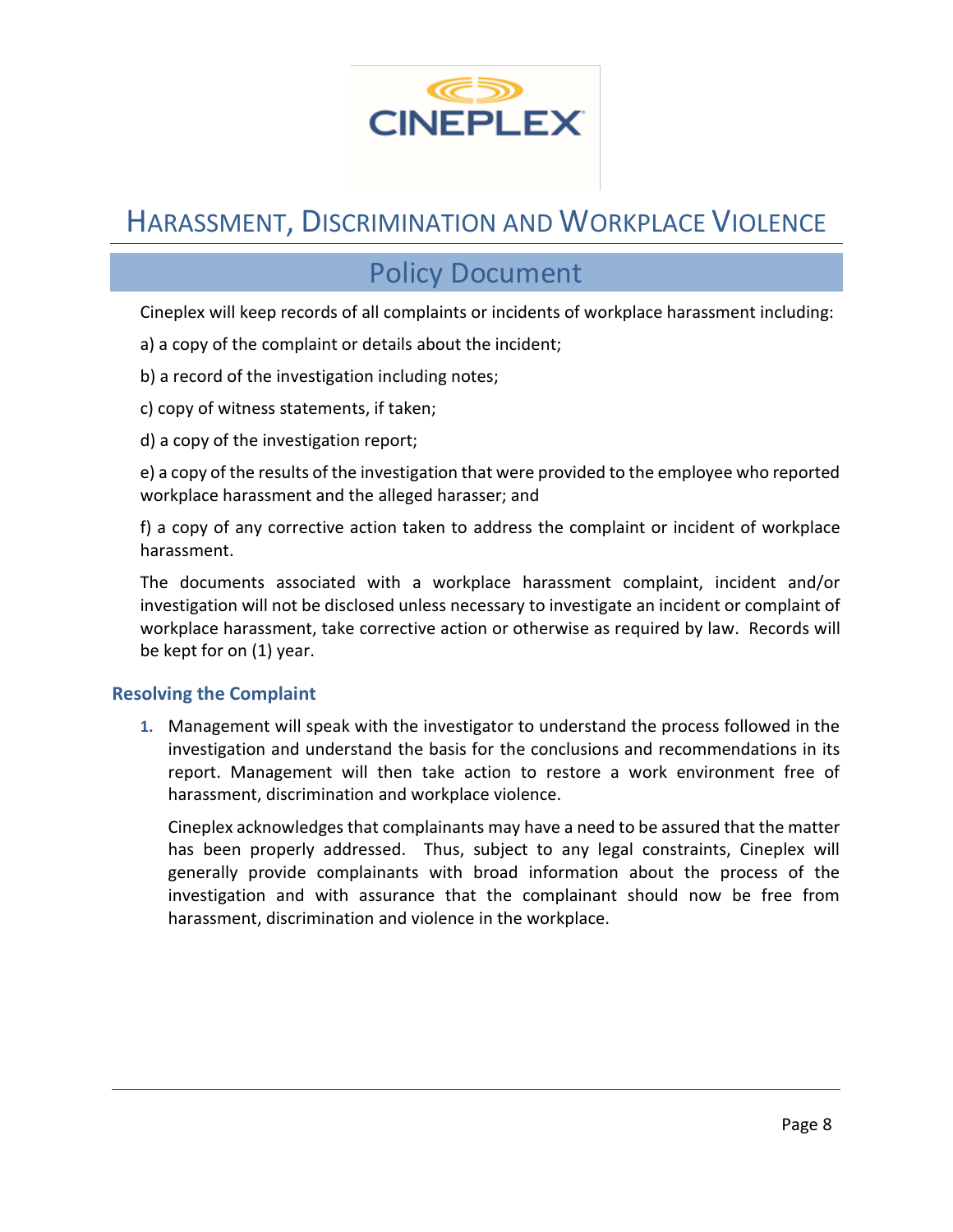Cineplex will keep records of all complaints or incidents of workplace harassment including:

a) a copy of the complaint or details about the incident;

b) a record of the investigation including notes;

c) copy of witness statements, if taken;

d) a copy of the investigation report;

e) a copy of the results of the investigation that were provided to the employee who reported workplace harassment and the alleged harasser; and

f) a copy of any corrective action taken to address the complaint or incident of workplace harassment.

The documents associated with a workplace harassment complaint, incident and/or investigation will not be disclosed unless necessary to investigate an incident or complaint of workplace harassment, take corrective action or otherwise as required by law. Records will be kept for on (1) year.

### Resolving the Complaint

1. Management will speak with the investigator to understand the process followed in the investigation and understand the basis for the conclusions and recommendations in its report. Management will then take action to restore a work environment free of harassment, discrimination and workplace violence.

   Cineplex acknowledges that complainants may have a need to be assured that the matter has been properly addressed. Thus, subject to any legal constraints, Cineplex will generally provide complainants with broad information about the process of the investigation and with assurance that the complainant should now be free from harassment, discrimination and violence in the workplace.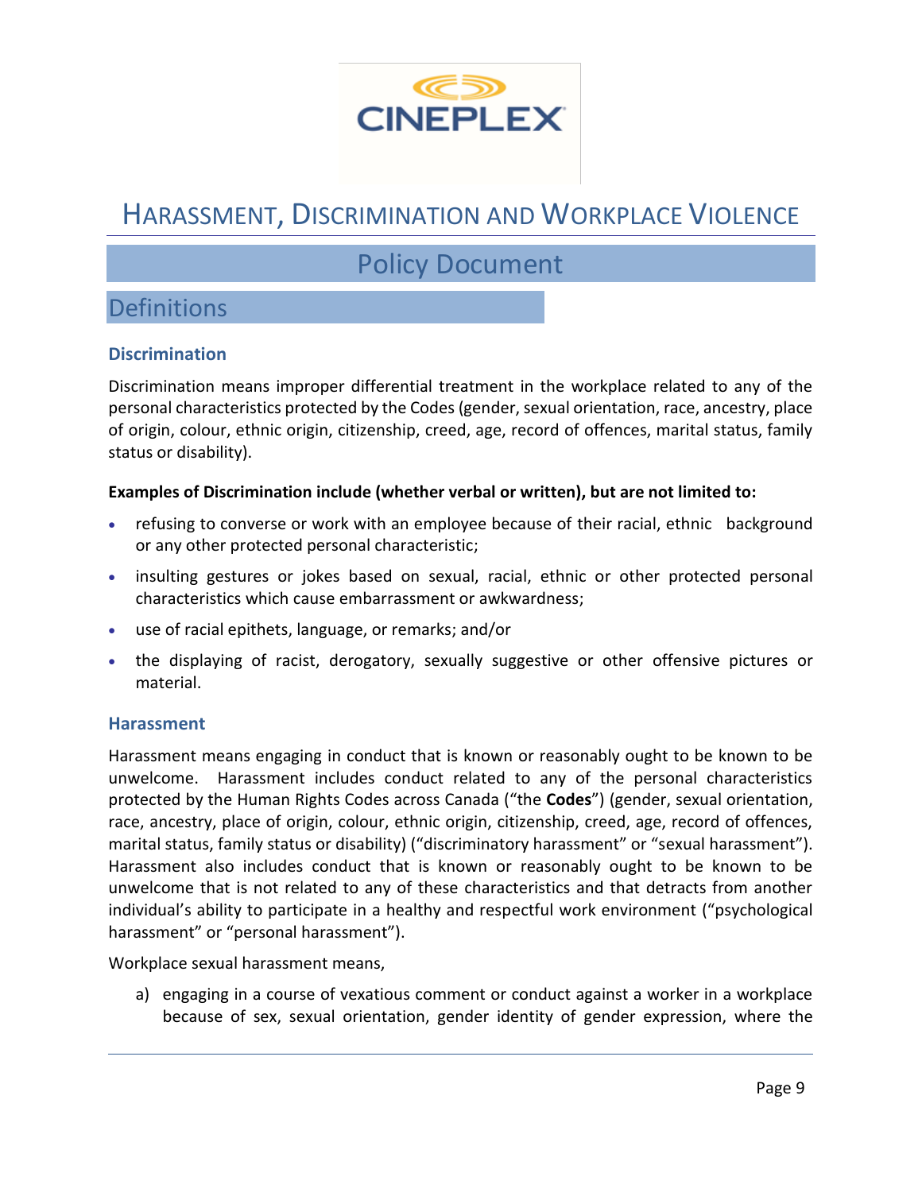# HARASSMENT, DISCRIMINATION AND WORKPLACE VIOLENCE

## Policy Document

## Definitions

### Discrimination

Discrimination means improper differential treatment in the workplace related to any of the personal characteristics protected by the Codes (gender, sexual orientation, race, ancestry, place of origin, colour, ethnic origin, citizenship, creed, age, record of offences, marital status, family status or disability).

**Examples of Discrimination include (whether verbal or written), but are not limited to:**

- refusing to converse or work with an employee because of their racial, ethnic background or any other protected personal characteristic;
- insulting gestures or jokes based on sexual, racial, ethnic or other protected personal characteristics which cause embarrassment or awkwardness;
- use of racial epithets, language, or remarks; and/or
- the displaying of racist, derogatory, sexually suggestive or other offensive pictures or material.

### Harassment

Harassment means engaging in conduct that is known or reasonably ought to be known to be unwelcome. Harassment includes conduct related to any of the personal characteristics protected by the Human Rights Codes across Canada ("the **Codes**") (gender, sexual orientation, race, ancestry, place of origin, colour, ethnic origin, citizenship, creed, age, record of offences, marital status, family status or disability) ("discriminatory harassment" or "sexual harassment"). Harassment also includes conduct that is known or reasonably ought to be known to be unwelcome that is not related to any of these characteristics and that detracts from another individual's ability to participate in a healthy and respectful work environment ("psychological harassment" or "personal harassment").

Workplace sexual harassment means,

a) engaging in a course of vexatious comment or conduct against a worker in a workplace because of sex, sexual orientation, gender identity of gender expression, where the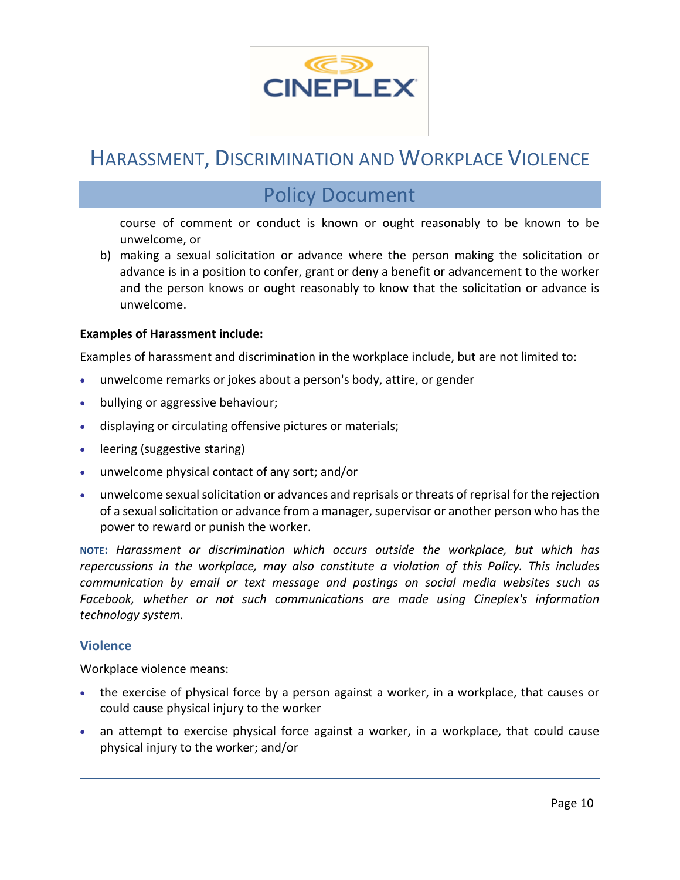course of comment or conduct is known or ought reasonably to be known to be unwelcome, or

b) making a sexual solicitation or advance where the person making the solicitation or advance is in a position to confer, grant or deny a benefit or advancement to the worker and the person knows or ought reasonably to know that the solicitation or advance is unwelcome.

**Examples of Harassment include:**

Examples of harassment and discrimination in the workplace include, but are not limited to:

- unwelcome remarks or jokes about a person's body, attire, or gender
- bullying or aggressive behaviour;
- displaying or circulating offensive pictures or materials;
- leering (suggestive staring)
- unwelcome physical contact of any sort; and/or
- unwelcome sexual solicitation or advances and reprisals or threats of reprisal for the rejection of a sexual solicitation or advance from a manager, supervisor or another person who has the power to reward or punish the worker.

**NOTE:** *Harassment or discrimination which occurs outside the workplace, but which has repercussions in the workplace, may also constitute a violation of this Policy. This includes communication by email or text message and postings on social media websites such as Facebook, whether or not such communications are made using Cineplex's information technology system.*

### Violence

Workplace violence means:

- the exercise of physical force by a person against a worker, in a workplace, that causes or could cause physical injury to the worker
- an attempt to exercise physical force against a worker, in a workplace, that could cause physical injury to the worker; and/or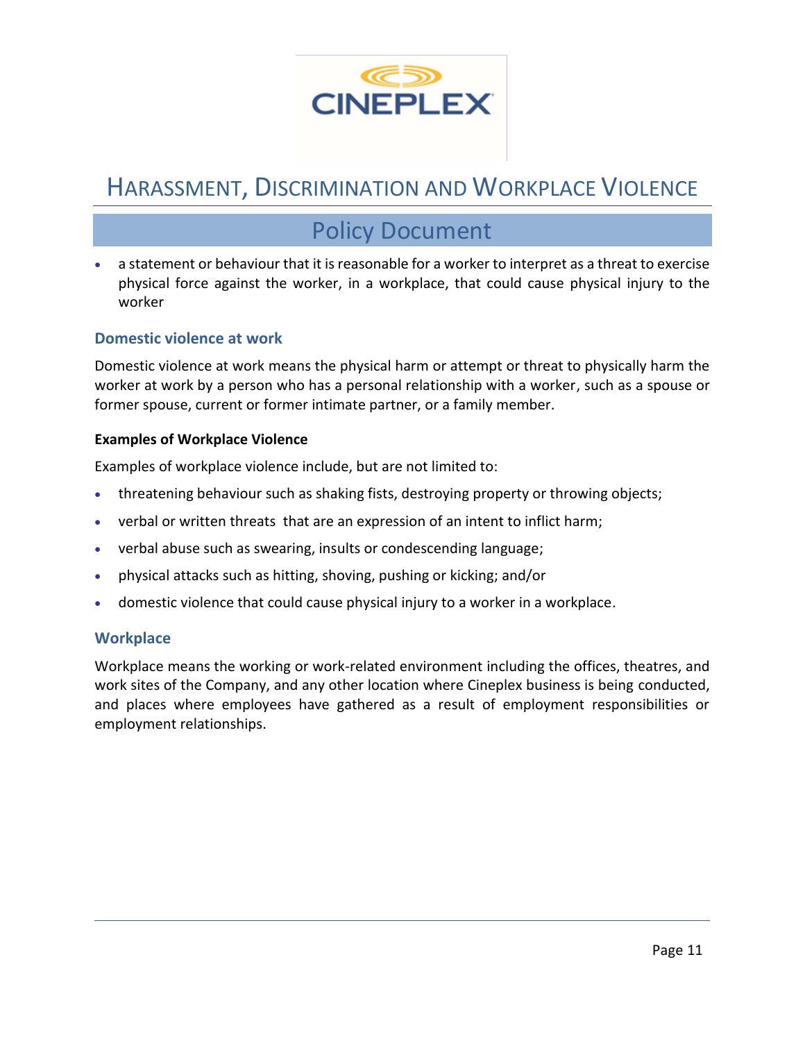- a statement or behaviour that it is reasonable for a worker to interpret as a threat to exercise physical force against the worker, in a workplace, that could cause physical injury to the worker

### Domestic violence at work

Domestic violence at work means the physical harm or attempt or threat to physically harm the worker at work by a person who has a personal relationship with a worker, such as a spouse or former spouse, current or former intimate partner, or a family member.

**Examples of Workplace Violence**

Examples of workplace violence include, but are not limited to:

- threatening behaviour such as shaking fists, destroying property or throwing objects;
- verbal or written threats that are an expression of an intent to inflict harm;
- verbal abuse such as swearing, insults or condescending language;
- physical attacks such as hitting, shoving, pushing or kicking; and/or
- domestic violence that could cause physical injury to a worker in a workplace.

### Workplace

Workplace means the working or work-related environment including the offices, theatres, and work sites of the Company, and any other location where Cineplex business is being conducted, and places where employees have gathered as a result of employment responsibilities or employment relationships.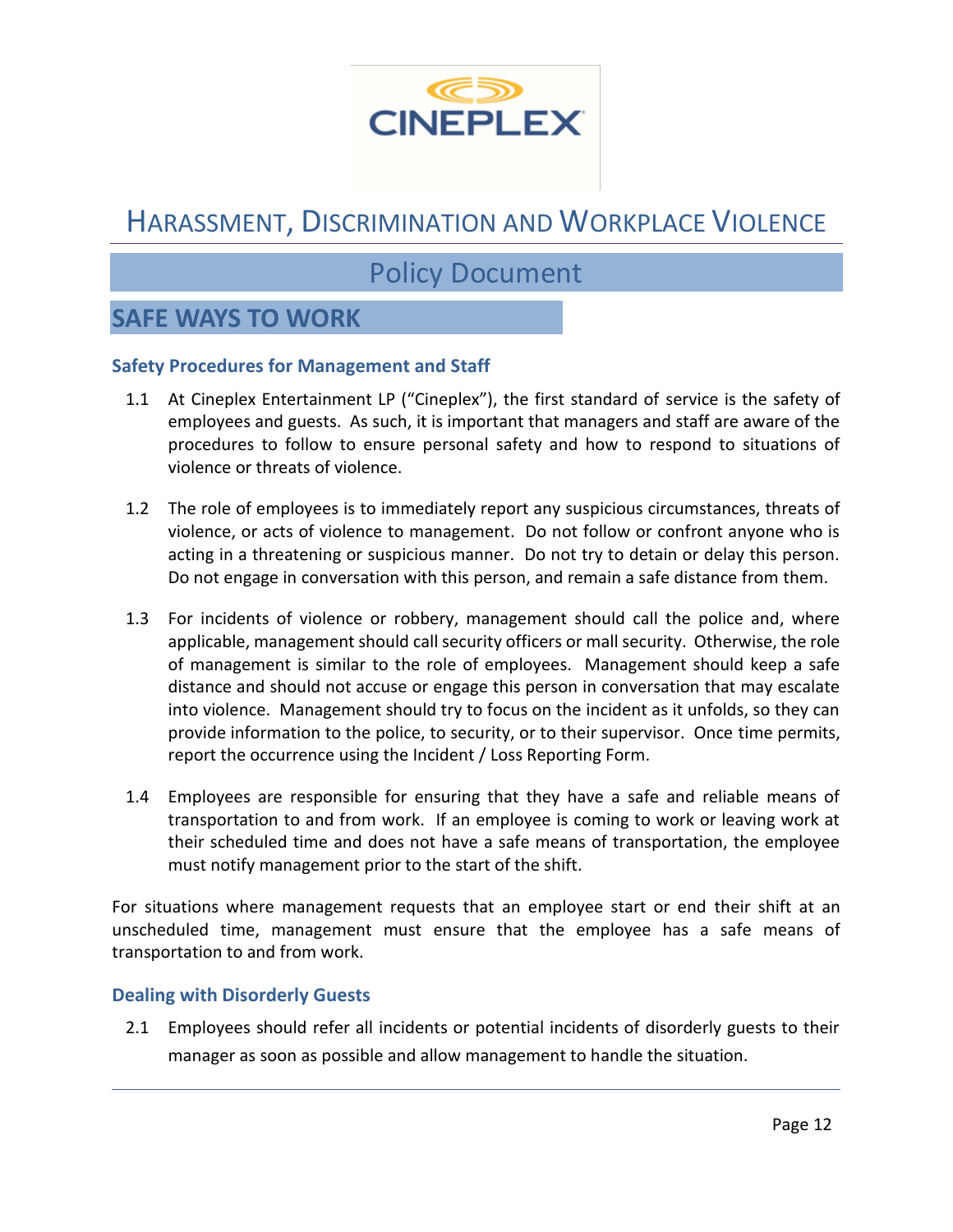# Harassment, Discrimination and Workplace Violence

## Policy Document

## SAFE WAYS TO WORK

### Safety Procedures for Management and Staff

1.1 At Cineplex Entertainment LP ("Cineplex"), the first standard of service is the safety of employees and guests. As such, it is important that managers and staff are aware of the procedures to follow to ensure personal safety and how to respond to situations of violence or threats of violence.

1.2 The role of employees is to immediately report any suspicious circumstances, threats of violence, or acts of violence to management. Do not follow or confront anyone who is acting in a threatening or suspicious manner. Do not try to detain or delay this person. Do not engage in conversation with this person, and remain a safe distance from them.

1.3 For incidents of violence or robbery, management should call the police and, where applicable, management should call security officers or mall security. Otherwise, the role of management is similar to the role of employees. Management should keep a safe distance and should not accuse or engage this person in conversation that may escalate into violence. Management should try to focus on the incident as it unfolds, so they can provide information to the police, to security, or to their supervisor. Once time permits, report the occurrence using the Incident / Loss Reporting Form.

1.4 Employees are responsible for ensuring that they have a safe and reliable means of transportation to and from work. If an employee is coming to work or leaving work at their scheduled time and does not have a safe means of transportation, the employee must notify management prior to the start of the shift.

For situations where management requests that an employee start or end their shift at an unscheduled time, management must ensure that the employee has a safe means of transportation to and from work.

### Dealing with Disorderly Guests

2.1 Employees should refer all incidents or potential incidents of disorderly guests to their manager as soon as possible and allow management to handle the situation.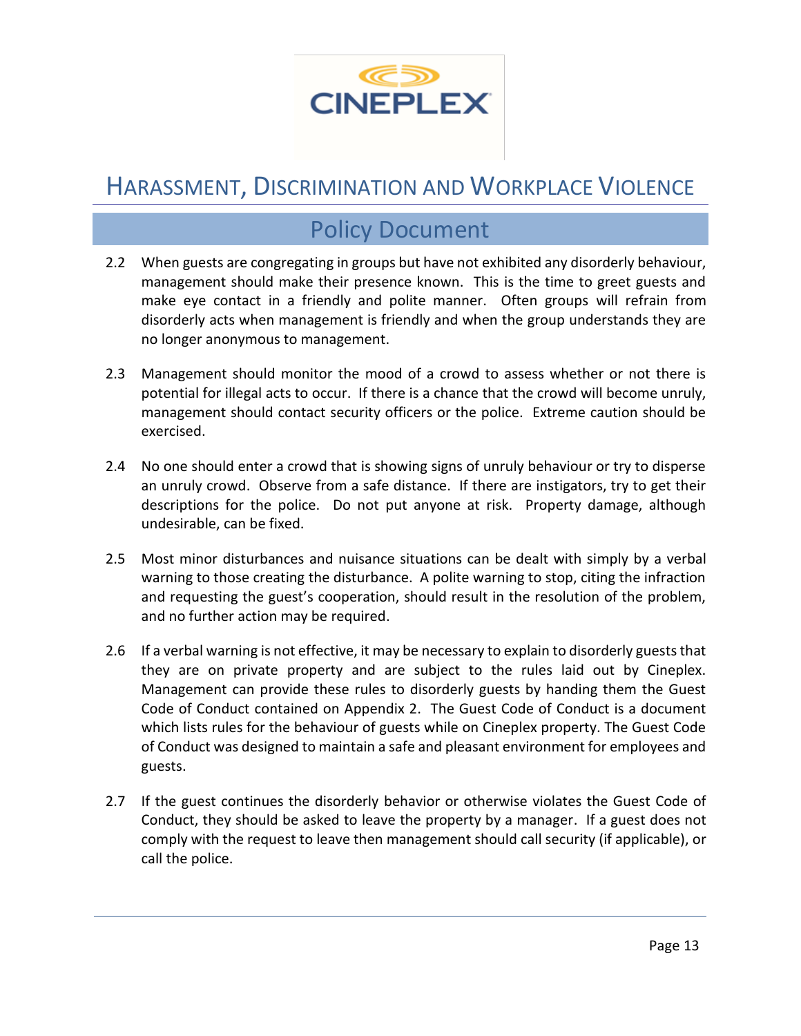2.2 When guests are congregating in groups but have not exhibited any disorderly behaviour, management should make their presence known. This is the time to greet guests and make eye contact in a friendly and polite manner. Often groups will refrain from disorderly acts when management is friendly and when the group understands they are no longer anonymous to management.

2.3 Management should monitor the mood of a crowd to assess whether or not there is potential for illegal acts to occur. If there is a chance that the crowd will become unruly, management should contact security officers or the police. Extreme caution should be exercised.

2.4 No one should enter a crowd that is showing signs of unruly behaviour or try to disperse an unruly crowd. Observe from a safe distance. If there are instigators, try to get their descriptions for the police. Do not put anyone at risk. Property damage, although undesirable, can be fixed.

2.5 Most minor disturbances and nuisance situations can be dealt with simply by a verbal warning to those creating the disturbance. A polite warning to stop, citing the infraction and requesting the guest's cooperation, should result in the resolution of the problem, and no further action may be required.

2.6 If a verbal warning is not effective, it may be necessary to explain to disorderly guests that they are on private property and are subject to the rules laid out by Cineplex. Management can provide these rules to disorderly guests by handing them the Guest Code of Conduct contained on Appendix 2. The Guest Code of Conduct is a document which lists rules for the behaviour of guests while on Cineplex property. The Guest Code of Conduct was designed to maintain a safe and pleasant environment for employees and guests.

2.7 If the guest continues the disorderly behavior or otherwise violates the Guest Code of Conduct, they should be asked to leave the property by a manager. If a guest does not comply with the request to leave then management should call security (if applicable), or call the police.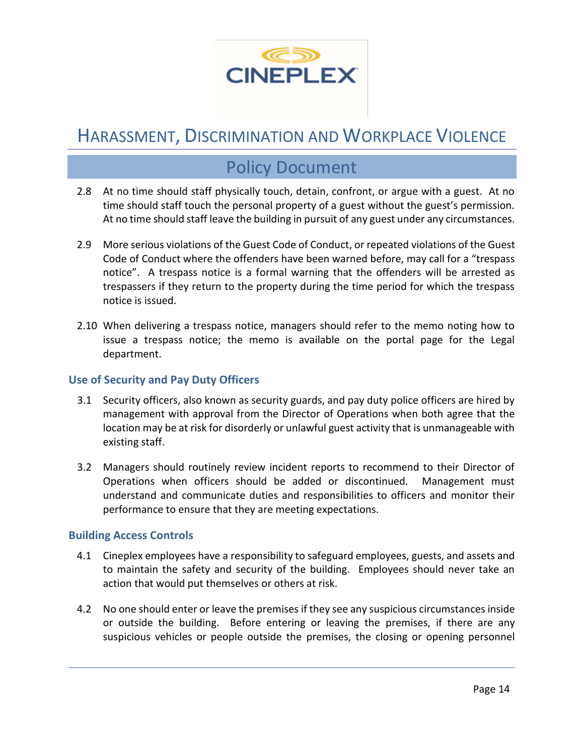2.8 At no time should staff physically touch, detain, confront, or argue with a guest. At no time should staff touch the personal property of a guest without the guest's permission. At no time should staff leave the building in pursuit of any guest under any circumstances.

2.9 More serious violations of the Guest Code of Conduct, or repeated violations of the Guest Code of Conduct where the offenders have been warned before, may call for a "trespass notice". A trespass notice is a formal warning that the offenders will be arrested as trespassers if they return to the property during the time period for which the trespass notice is issued.

2.10 When delivering a trespass notice, managers should refer to the memo noting how to issue a trespass notice; the memo is available on the portal page for the Legal department.

### Use of Security and Pay Duty Officers

3.1 Security officers, also known as security guards, and pay duty police officers are hired by management with approval from the Director of Operations when both agree that the location may be at risk for disorderly or unlawful guest activity that is unmanageable with existing staff.

3.2 Managers should routinely review incident reports to recommend to their Director of Operations when officers should be added or discontinued. Management must understand and communicate duties and responsibilities to officers and monitor their performance to ensure that they are meeting expectations.

### Building Access Controls

4.1 Cineplex employees have a responsibility to safeguard employees, guests, and assets and to maintain the safety and security of the building. Employees should never take an action that would put themselves or others at risk.

4.2 No one should enter or leave the premises if they see any suspicious circumstances inside or outside the building. Before entering or leaving the premises, if there are any suspicious vehicles or people outside the premises, the closing or opening personnel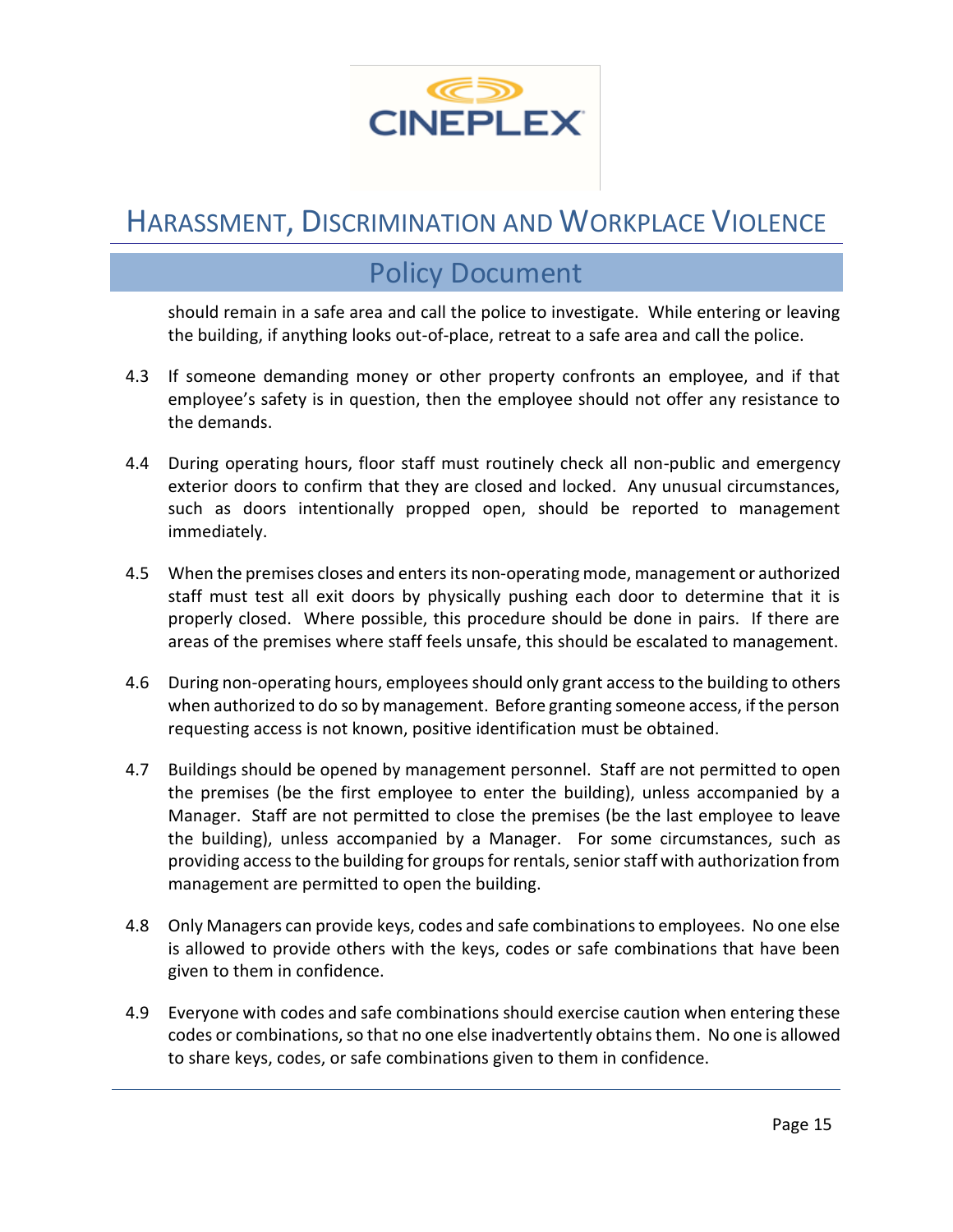should remain in a safe area and call the police to investigate. While entering or leaving the building, if anything looks out-of-place, retreat to a safe area and call the police.

4.3 If someone demanding money or other property confronts an employee, and if that employee's safety is in question, then the employee should not offer any resistance to the demands.

4.4 During operating hours, floor staff must routinely check all non-public and emergency exterior doors to confirm that they are closed and locked. Any unusual circumstances, such as doors intentionally propped open, should be reported to management immediately.

4.5 When the premises closes and enters its non-operating mode, management or authorized staff must test all exit doors by physically pushing each door to determine that it is properly closed. Where possible, this procedure should be done in pairs. If there are areas of the premises where staff feels unsafe, this should be escalated to management.

4.6 During non-operating hours, employees should only grant access to the building to others when authorized to do so by management. Before granting someone access, if the person requesting access is not known, positive identification must be obtained.

4.7 Buildings should be opened by management personnel. Staff are not permitted to open the premises (be the first employee to enter the building), unless accompanied by a Manager. Staff are not permitted to close the premises (be the last employee to leave the building), unless accompanied by a Manager. For some circumstances, such as providing access to the building for groups for rentals, senior staff with authorization from management are permitted to open the building.

4.8 Only Managers can provide keys, codes and safe combinations to employees. No one else is allowed to provide others with the keys, codes or safe combinations that have been given to them in confidence.

4.9 Everyone with codes and safe combinations should exercise caution when entering these codes or combinations, so that no one else inadvertently obtains them. No one is allowed to share keys, codes, or safe combinations given to them in confidence.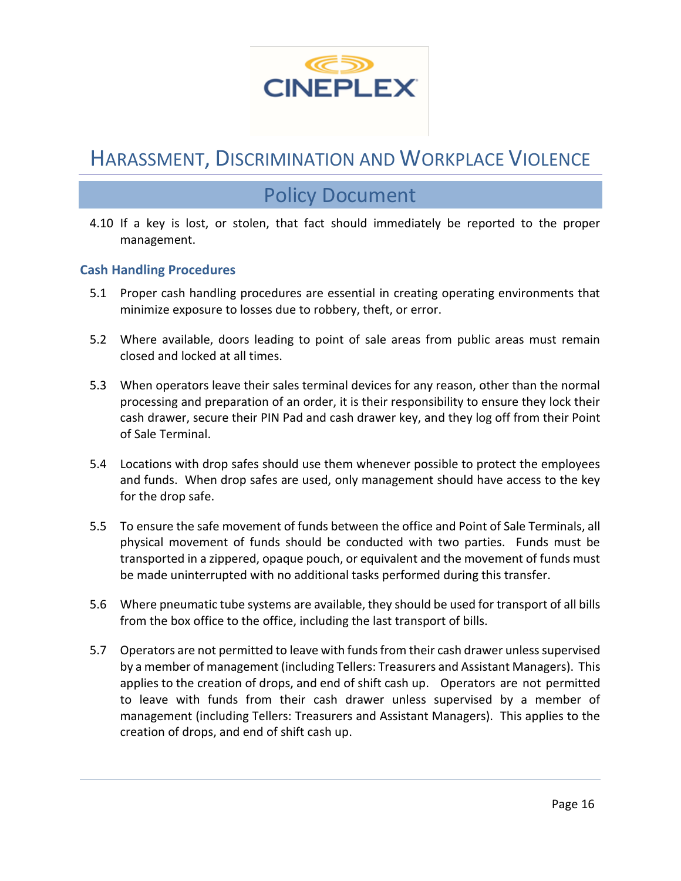4.10 If a key is lost, or stolen, that fact should immediately be reported to the proper management.

### Cash Handling Procedures

5.1 Proper cash handling procedures are essential in creating operating environments that minimize exposure to losses due to robbery, theft, or error.

5.2 Where available, doors leading to point of sale areas from public areas must remain closed and locked at all times.

5.3 When operators leave their sales terminal devices for any reason, other than the normal processing and preparation of an order, it is their responsibility to ensure they lock their cash drawer, secure their PIN Pad and cash drawer key, and they log off from their Point of Sale Terminal.

5.4 Locations with drop safes should use them whenever possible to protect the employees and funds. When drop safes are used, only management should have access to the key for the drop safe.

5.5 To ensure the safe movement of funds between the office and Point of Sale Terminals, all physical movement of funds should be conducted with two parties. Funds must be transported in a zippered, opaque pouch, or equivalent and the movement of funds must be made uninterrupted with no additional tasks performed during this transfer.

5.6 Where pneumatic tube systems are available, they should be used for transport of all bills from the box office to the office, including the last transport of bills.

5.7 Operators are not permitted to leave with funds from their cash drawer unless supervised by a member of management (including Tellers: Treasurers and Assistant Managers). This applies to the creation of drops, and end of shift cash up. Operators are not permitted to leave with funds from their cash drawer unless supervised by a member of management (including Tellers: Treasurers and Assistant Managers). This applies to the creation of drops, and end of shift cash up.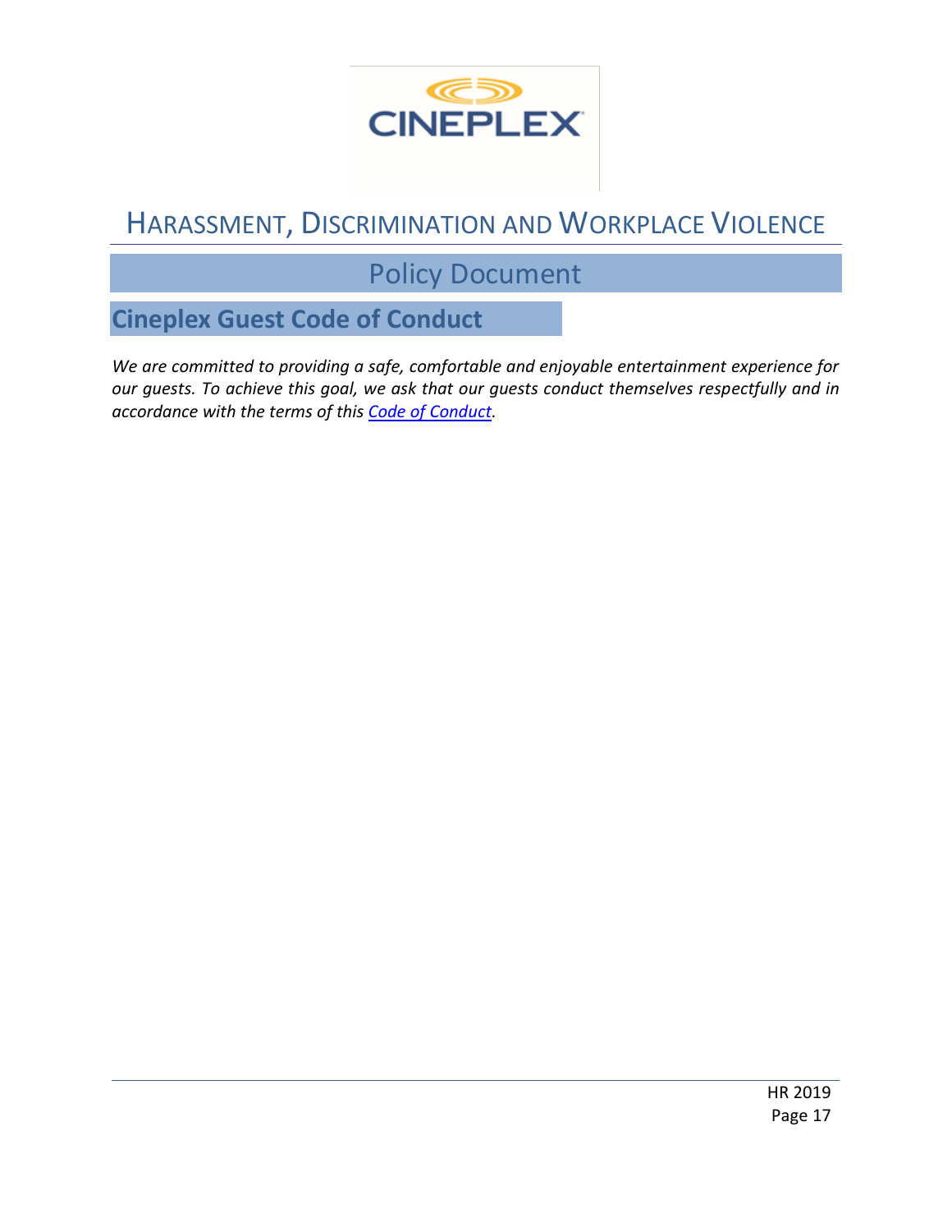# HARASSMENT, DISCRIMINATION AND WORKPLACE VIOLENCE

## Policy Document

### Cineplex Guest Code of Conduct

*We are committed to providing a safe, comfortable and enjoyable entertainment experience for our guests. To achieve this goal, we ask that our guests conduct themselves respectfully and in accordance with the terms of this Code of Conduct.*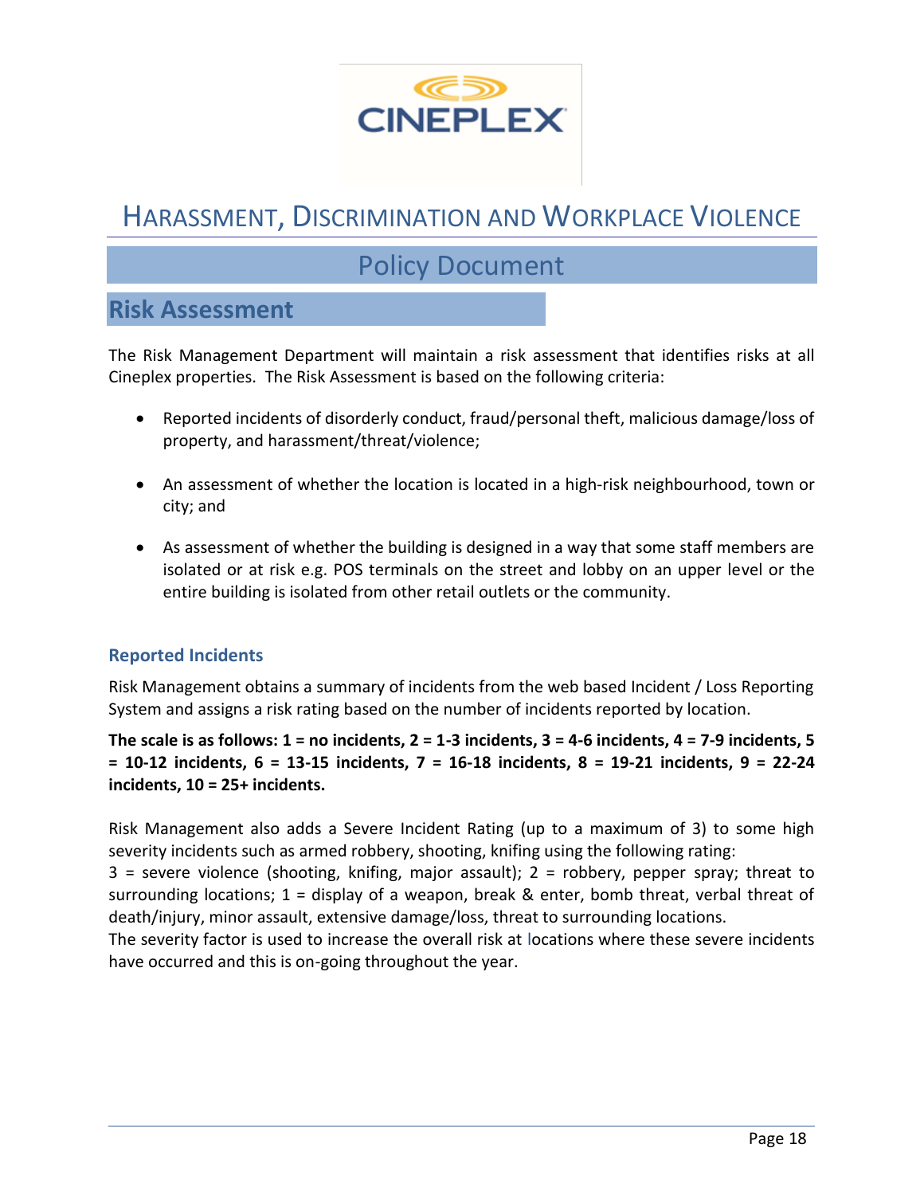# Harassment, Discrimination and Workplace Violence

## Policy Document

## Risk Assessment

The Risk Management Department will maintain a risk assessment that identifies risks at all Cineplex properties. The Risk Assessment is based on the following criteria:

- Reported incidents of disorderly conduct, fraud/personal theft, malicious damage/loss of property, and harassment/threat/violence;
- An assessment of whether the location is located in a high-risk neighbourhood, town or city; and
- As assessment of whether the building is designed in a way that some staff members are isolated or at risk e.g. POS terminals on the street and lobby on an upper level or the entire building is isolated from other retail outlets or the community.

### Reported Incidents

Risk Management obtains a summary of incidents from the web based Incident / Loss Reporting System and assigns a risk rating based on the number of incidents reported by location.

**The scale is as follows: 1 = no incidents, 2 = 1-3 incidents, 3 = 4-6 incidents, 4 = 7-9 incidents, 5 = 10-12 incidents, 6 = 13-15 incidents, 7 = 16-18 incidents, 8 = 19-21 incidents, 9 = 22-24 incidents, 10 = 25+ incidents.**

Risk Management also adds a Severe Incident Rating (up to a maximum of 3) to some high severity incidents such as armed robbery, shooting, knifing using the following rating:
3 = severe violence (shooting, knifing, major assault); 2 = robbery, pepper spray; threat to surrounding locations; 1 = display of a weapon, break & enter, bomb threat, verbal threat of death/injury, minor assault, extensive damage/loss, threat to surrounding locations.
The severity factor is used to increase the overall risk at locations where these severe incidents have occurred and this is on-going throughout the year.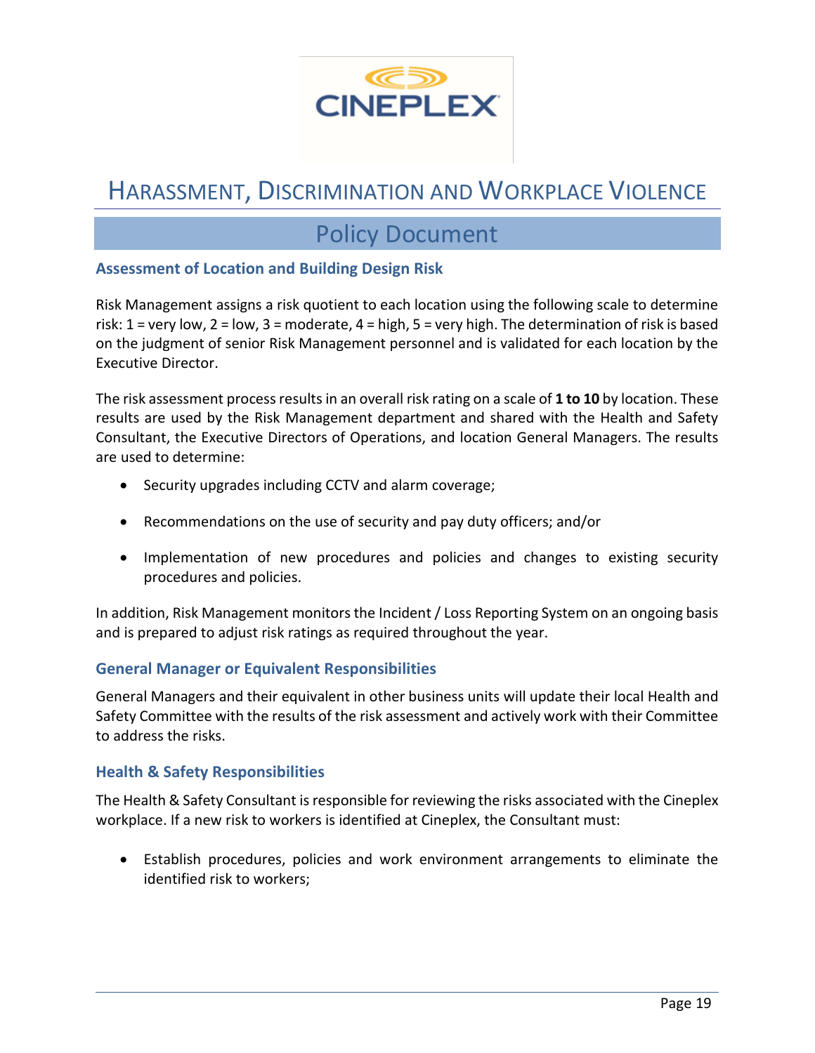## Assessment of Location and Building Design Risk

Risk Management assigns a risk quotient to each location using the following scale to determine risk: 1 = very low, 2 = low, 3 = moderate, 4 = high, 5 = very high. The determination of risk is based on the judgment of senior Risk Management personnel and is validated for each location by the Executive Director.

The risk assessment process results in an overall risk rating on a scale of **1 to 10** by location. These results are used by the Risk Management department and shared with the Health and Safety Consultant, the Executive Directors of Operations, and location General Managers. The results are used to determine:

- Security upgrades including CCTV and alarm coverage;
- Recommendations on the use of security and pay duty officers; and/or
- Implementation of new procedures and policies and changes to existing security procedures and policies.

In addition, Risk Management monitors the Incident / Loss Reporting System on an ongoing basis and is prepared to adjust risk ratings as required throughout the year.

## General Manager or Equivalent Responsibilities

General Managers and their equivalent in other business units will update their local Health and Safety Committee with the results of the risk assessment and actively work with their Committee to address the risks.

## Health & Safety Responsibilities

The Health & Safety Consultant is responsible for reviewing the risks associated with the Cineplex workplace. If a new risk to workers is identified at Cineplex, the Consultant must:

- Establish procedures, policies and work environment arrangements to eliminate the identified risk to workers;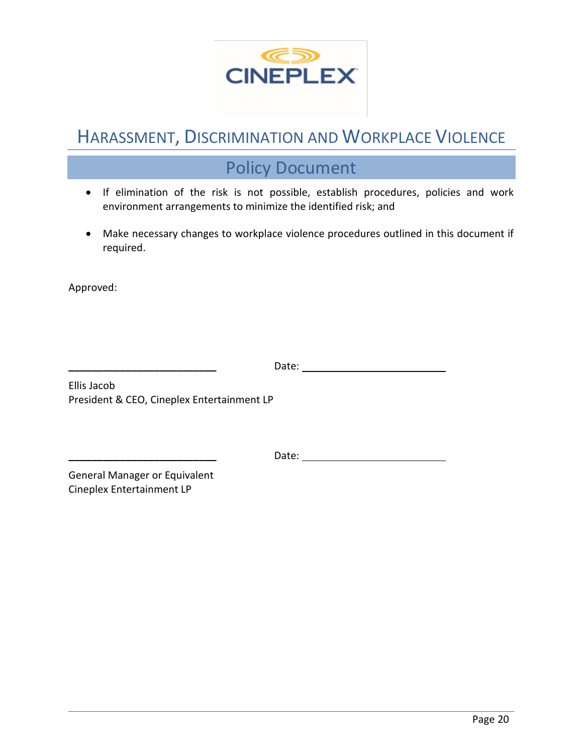- If elimination of the risk is not possible, establish procedures, policies and work environment arrangements to minimize the identified risk; and

- Make necessary changes to workplace violence procedures outlined in this document if required.

Approved:

___________________________ Date: ___________________________

Ellis Jacob
President & CEO, Cineplex Entertainment LP

___________________________ Date: ___________________________

General Manager or Equivalent
Cineplex Entertainment LP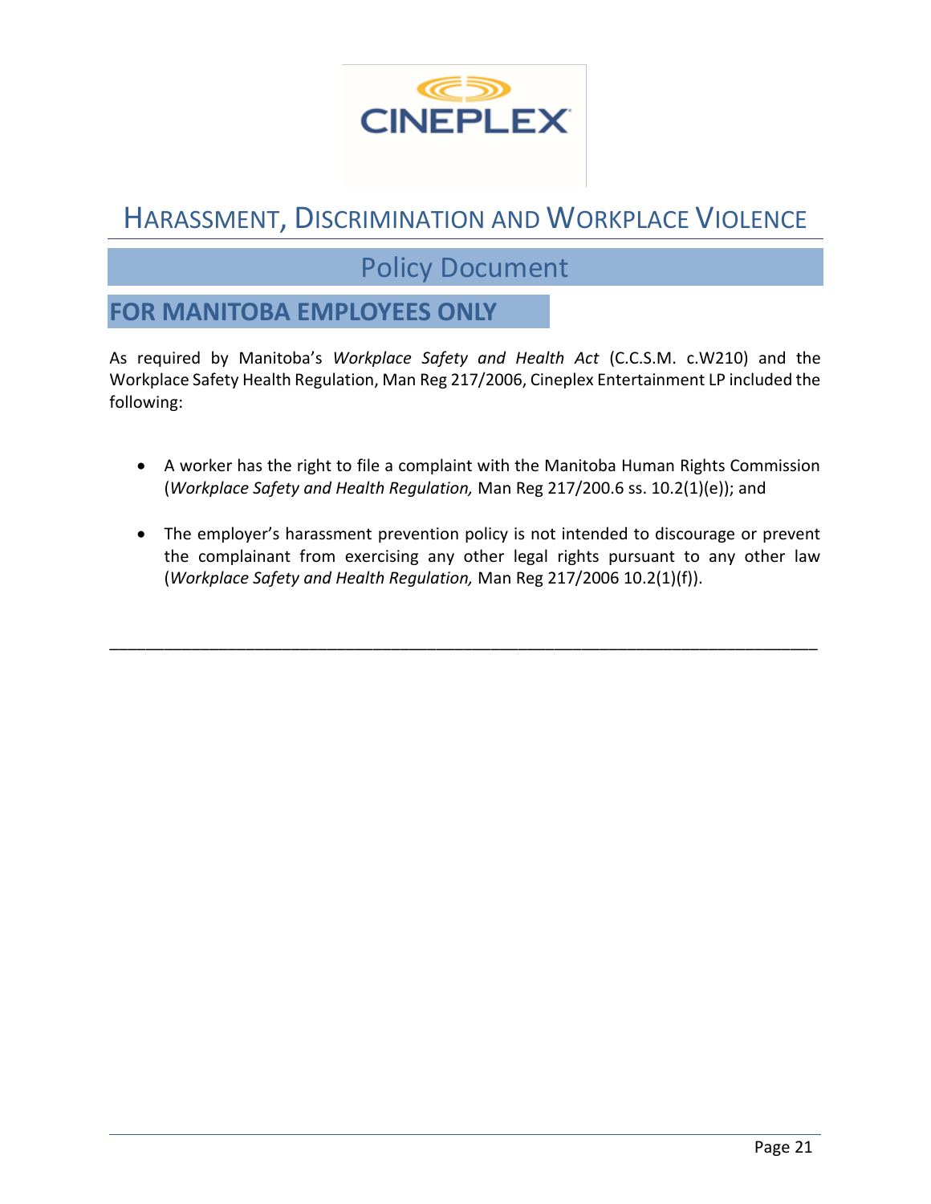# HARASSMENT, DISCRIMINATION AND WORKPLACE VIOLENCE

## Policy Document

## FOR MANITOBA EMPLOYEES ONLY

As required by Manitoba's *Workplace Safety and Health Act* (C.C.S.M. c.W210) and the Workplace Safety Health Regulation, Man Reg 217/2006, Cineplex Entertainment LP included the following:

- A worker has the right to file a complaint with the Manitoba Human Rights Commission (*Workplace Safety and Health Regulation,* Man Reg 217/200.6 ss. 10.2(1)(e)); and
- The employer's harassment prevention policy is not intended to discourage or prevent the complainant from exercising any other legal rights pursuant to any other law (*Workplace Safety and Health Regulation,* Man Reg 217/2006 10.2(1)(f)).

---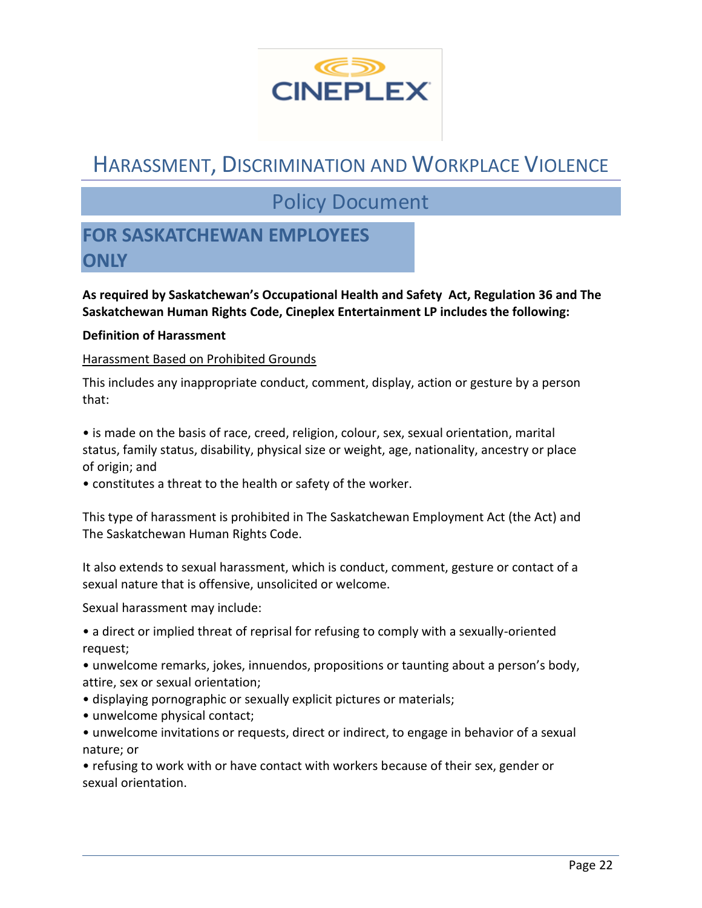# Harassment, Discrimination and Workplace Violence

## Policy Document

## FOR SASKATCHEWAN EMPLOYEES ONLY

**As required by Saskatchewan's Occupational Health and Safety Act, Regulation 36 and The Saskatchewan Human Rights Code, Cineplex Entertainment LP includes the following:**

**Definition of Harassment**

Harassment Based on Prohibited Grounds

This includes any inappropriate conduct, comment, display, action or gesture by a person that:

- is made on the basis of race, creed, religion, colour, sex, sexual orientation, marital status, family status, disability, physical size or weight, age, nationality, ancestry or place of origin; and
- constitutes a threat to the health or safety of the worker.

This type of harassment is prohibited in The Saskatchewan Employment Act (the Act) and The Saskatchewan Human Rights Code.

It also extends to sexual harassment, which is conduct, comment, gesture or contact of a sexual nature that is offensive, unsolicited or welcome.

Sexual harassment may include:

- a direct or implied threat of reprisal for refusing to comply with a sexually-oriented request;
- unwelcome remarks, jokes, innuendos, propositions or taunting about a person's body, attire, sex or sexual orientation;
- displaying pornographic or sexually explicit pictures or materials;
- unwelcome physical contact;
- unwelcome invitations or requests, direct or indirect, to engage in behavior of a sexual nature; or
- refusing to work with or have contact with workers because of their sex, gender or sexual orientation.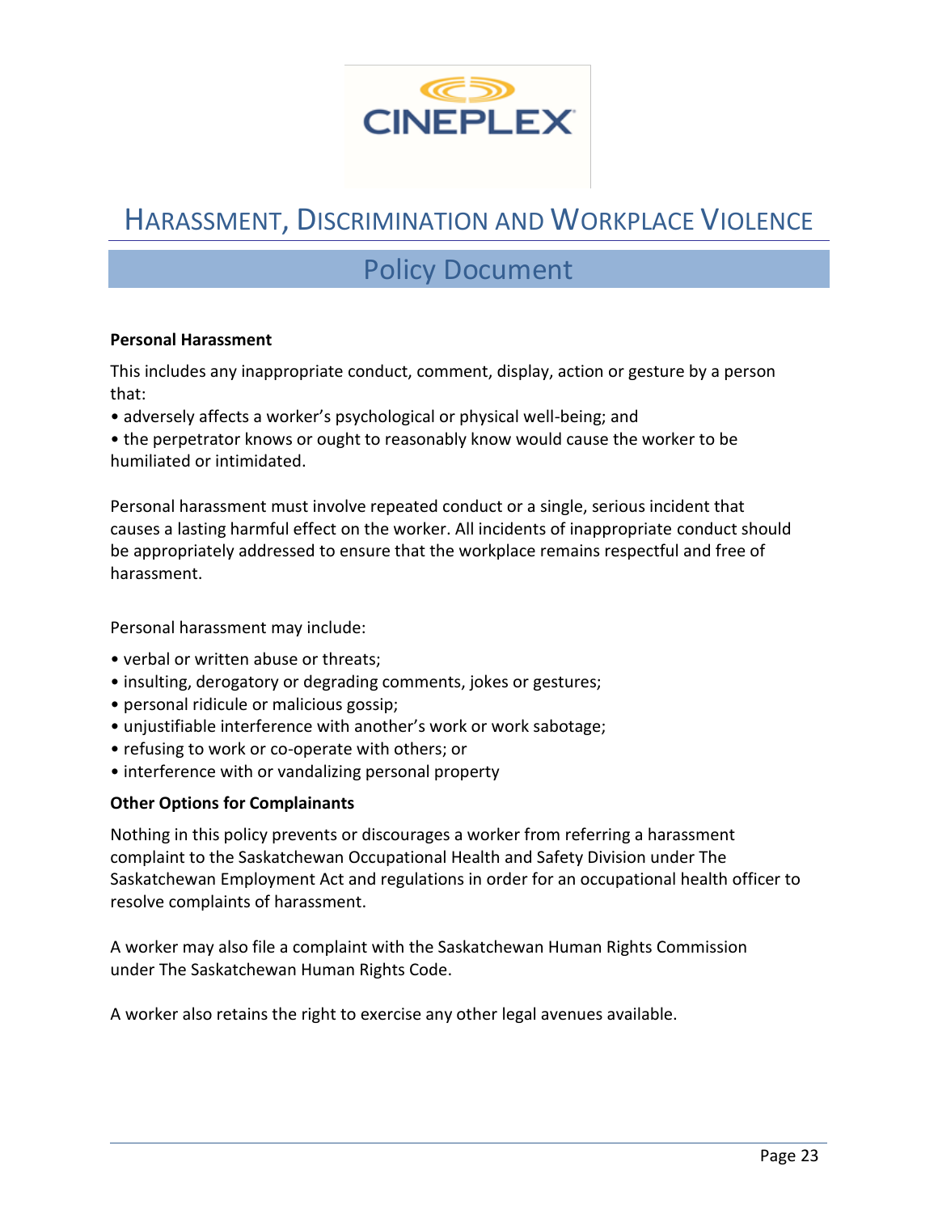# Harassment, Discrimination and Workplace Violence

## Policy Document

**Personal Harassment**

This includes any inappropriate conduct, comment, display, action or gesture by a person that:

- adversely affects a worker's psychological or physical well-being; and
- the perpetrator knows or ought to reasonably know would cause the worker to be humiliated or intimidated.

Personal harassment must involve repeated conduct or a single, serious incident that causes a lasting harmful effect on the worker. All incidents of inappropriate conduct should be appropriately addressed to ensure that the workplace remains respectful and free of harassment.

Personal harassment may include:

- verbal or written abuse or threats;
- insulting, derogatory or degrading comments, jokes or gestures;
- personal ridicule or malicious gossip;
- unjustifiable interference with another's work or work sabotage;
- refusing to work or co-operate with others; or
- interference with or vandalizing personal property

**Other Options for Complainants**

Nothing in this policy prevents or discourages a worker from referring a harassment complaint to the Saskatchewan Occupational Health and Safety Division under The Saskatchewan Employment Act and regulations in order for an occupational health officer to resolve complaints of harassment.

A worker may also file a complaint with the Saskatchewan Human Rights Commission under The Saskatchewan Human Rights Code.

A worker also retains the right to exercise any other legal avenues available.